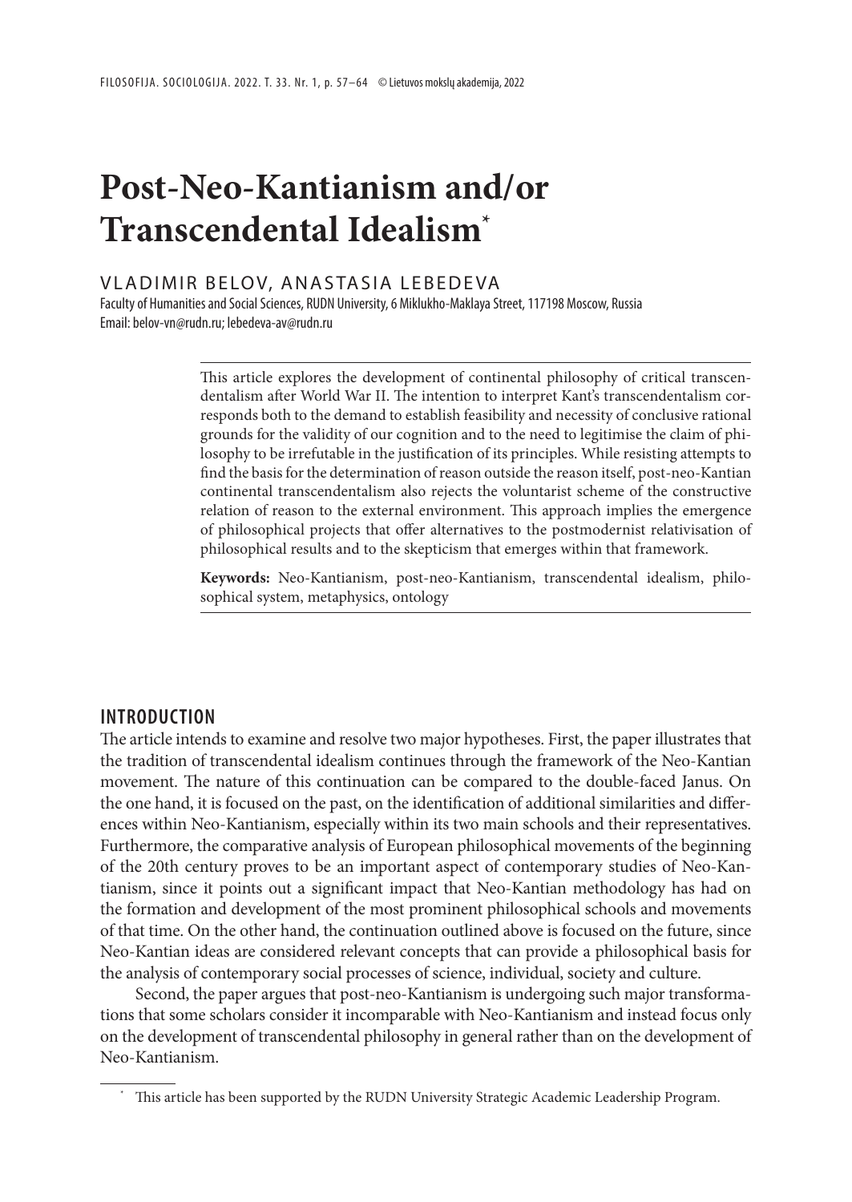# Post-Neo-Kantianism and/or Transcendental Idealism*

VLADIMIR BELOV, ANASTASIA LEBEDEVA

Faculty of Humanities and Social Sciences, RUDN University, 6 Miklukho-Maklaya Street, 117198 Moscow, Russia
Email: belov-vn@rudn.ru; lebedeva-av@rudn.ru

This article explores the development of continental philosophy of critical transcendentalism after World War II. The intention to interpret Kant's transcendentalism corresponds both to the demand to establish feasibility and necessity of conclusive rational grounds for the validity of our cognition and to the need to legitimise the claim of philosophy to be irrefutable in the justification of its principles. While resisting attempts to find the basis for the determination of reason outside the reason itself, post-neo-Kantian continental transcendentalism also rejects the voluntarist scheme of the constructive relation of reason to the external environment. This approach implies the emergence of philosophical projects that offer alternatives to the postmodernist relativisation of philosophical results and to the skepticism that emerges within that framework.

**Keywords:** Neo-Kantianism, post-neo-Kantianism, transcendental idealism, philosophical system, metaphysics, ontology

## INTRODUCTION

The article intends to examine and resolve two major hypotheses. First, the paper illustrates that the tradition of transcendental idealism continues through the framework of the Neo-Kantian movement. The nature of this continuation can be compared to the double-faced Janus. On the one hand, it is focused on the past, on the identification of additional similarities and differences within Neo-Kantianism, especially within its two main schools and their representatives. Furthermore, the comparative analysis of European philosophical movements of the beginning of the 20th century proves to be an important aspect of contemporary studies of Neo-Kantianism, since it points out a significant impact that Neo-Kantian methodology has had on the formation and development of the most prominent philosophical schools and movements of that time. On the other hand, the continuation outlined above is focused on the future, since Neo-Kantian ideas are considered relevant concepts that can provide a philosophical basis for the analysis of contemporary social processes of science, individual, society and culture.

Second, the paper argues that post-neo-Kantianism is undergoing such major transformations that some scholars consider it incomparable with Neo-Kantianism and instead focus only on the development of transcendental philosophy in general rather than on the development of Neo-Kantianism.

* This article has been supported by the RUDN University Strategic Academic Leadership Program.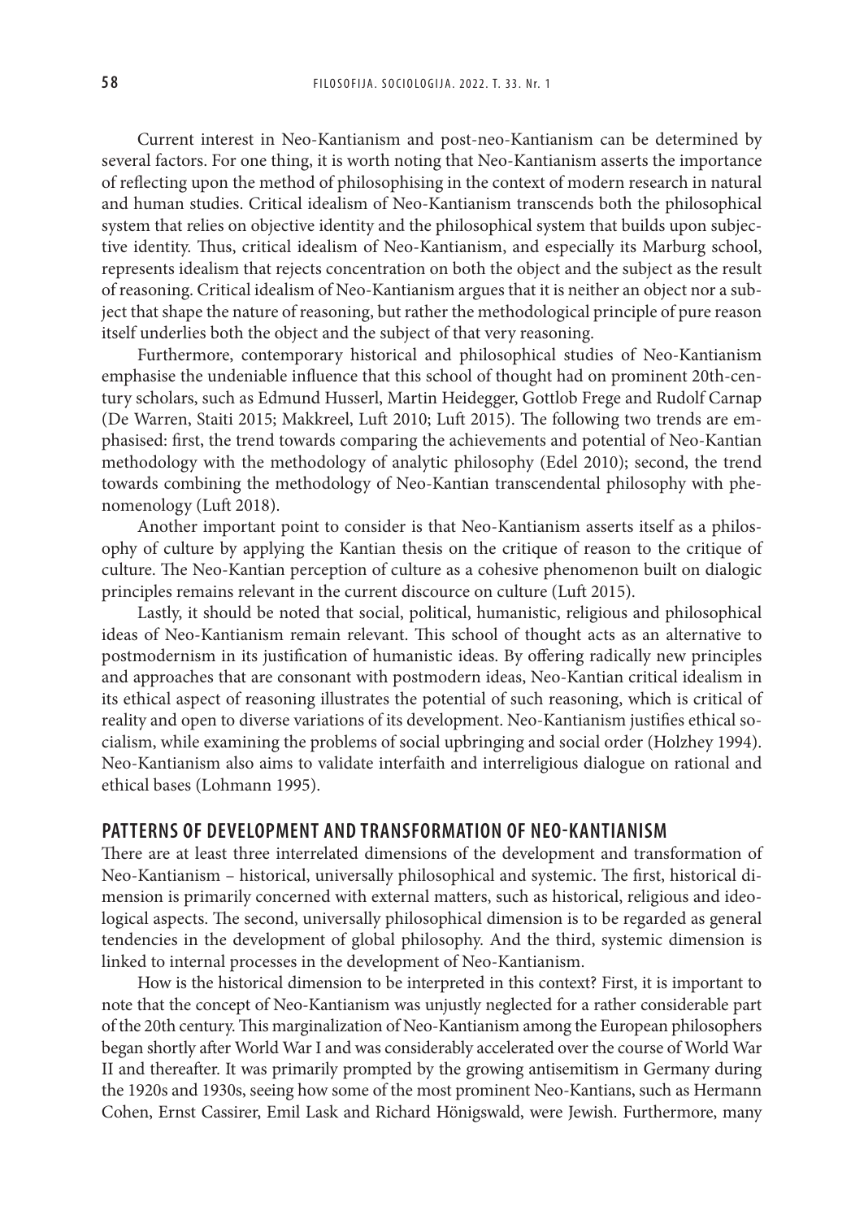Current interest in Neo-Kantianism and post-neo-Kantianism can be determined by several factors. For one thing, it is worth noting that Neo-Kantianism asserts the importance of reflecting upon the method of philosophising in the context of modern research in natural and human studies. Critical idealism of Neo-Kantianism transcends both the philosophical system that relies on objective identity and the philosophical system that builds upon subjective identity. Thus, critical idealism of Neo-Kantianism, and especially its Marburg school, represents idealism that rejects concentration on both the object and the subject as the result of reasoning. Critical idealism of Neo-Kantianism argues that it is neither an object nor a subject that shape the nature of reasoning, but rather the methodological principle of pure reason itself underlies both the object and the subject of that very reasoning.

Furthermore, contemporary historical and philosophical studies of Neo-Kantianism emphasise the undeniable influence that this school of thought had on prominent 20th-century scholars, such as Edmund Husserl, Martin Heidegger, Gottlob Frege and Rudolf Carnap (De Warren, Staiti 2015; Makkreel, Luft 2010; Luft 2015). The following two trends are emphasised: first, the trend towards comparing the achievements and potential of Neo-Kantian methodology with the methodology of analytic philosophy (Edel 2010); second, the trend towards combining the methodology of Neo-Kantian transcendental philosophy with phenomenology (Luft 2018).

Another important point to consider is that Neo-Kantianism asserts itself as a philosophy of culture by applying the Kantian thesis on the critique of reason to the critique of culture. The Neo-Kantian perception of culture as a cohesive phenomenon built on dialogic principles remains relevant in the current discource on culture (Luft 2015).

Lastly, it should be noted that social, political, humanistic, religious and philosophical ideas of Neo-Kantianism remain relevant. This school of thought acts as an alternative to postmodernism in its justification of humanistic ideas. By offering radically new principles and approaches that are consonant with postmodern ideas, Neo-Kantian critical idealism in its ethical aspect of reasoning illustrates the potential of such reasoning, which is critical of reality and open to diverse variations of its development. Neo-Kantianism justifies ethical socialism, while examining the problems of social upbringing and social order (Holzhey 1994). Neo-Kantianism also aims to validate interfaith and interreligious dialogue on rational and ethical bases (Lohmann 1995).

## PATTERNS OF DEVELOPMENT AND TRANSFORMATION OF NEO-KANTIANISM

There are at least three interrelated dimensions of the development and transformation of Neo-Kantianism – historical, universally philosophical and systemic. The first, historical dimension is primarily concerned with external matters, such as historical, religious and ideological aspects. The second, universally philosophical dimension is to be regarded as general tendencies in the development of global philosophy. And the third, systemic dimension is linked to internal processes in the development of Neo-Kantianism.

How is the historical dimension to be interpreted in this context? First, it is important to note that the concept of Neo-Kantianism was unjustly neglected for a rather considerable part of the 20th century. This marginalization of Neo-Kantianism among the European philosophers began shortly after World War I and was considerably accelerated over the course of World War II and thereafter. It was primarily prompted by the growing antisemitism in Germany during the 1920s and 1930s, seeing how some of the most prominent Neo-Kantians, such as Hermann Cohen, Ernst Cassirer, Emil Lask and Richard Hönigswald, were Jewish. Furthermore, many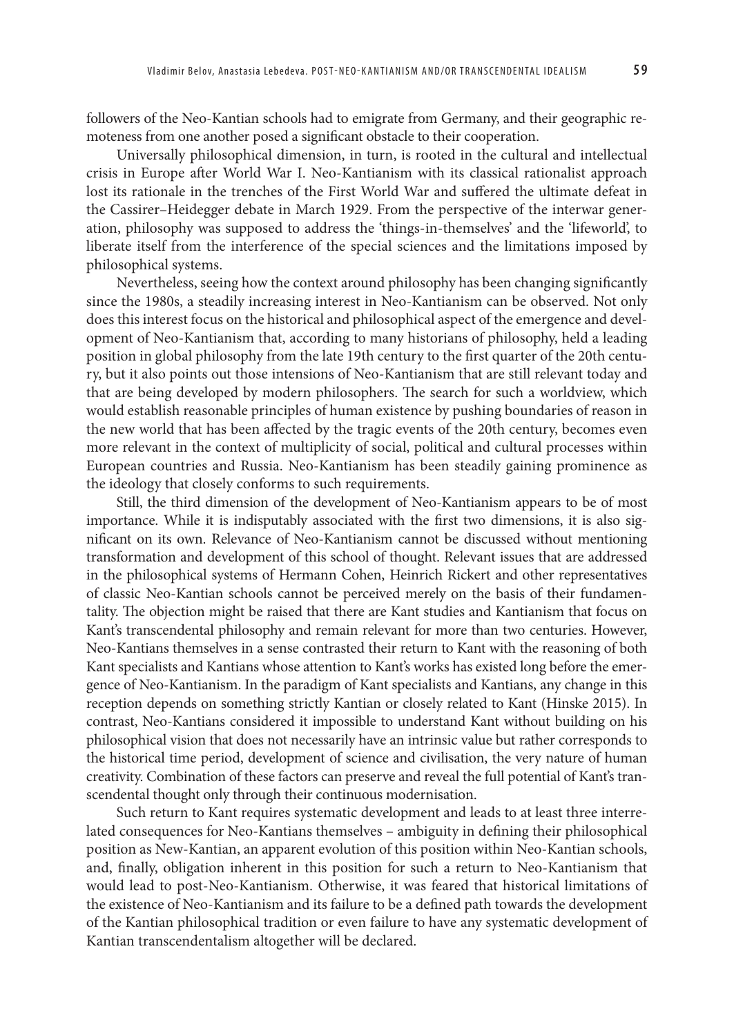followers of the Neo-Kantian schools had to emigrate from Germany, and their geographic remoteness from one another posed a significant obstacle to their cooperation.

Universally philosophical dimension, in turn, is rooted in the cultural and intellectual crisis in Europe after World War I. Neo-Kantianism with its classical rationalist approach lost its rationale in the trenches of the First World War and suffered the ultimate defeat in the Cassirer–Heidegger debate in March 1929. From the perspective of the interwar generation, philosophy was supposed to address the 'things-in-themselves' and the 'lifeworld', to liberate itself from the interference of the special sciences and the limitations imposed by philosophical systems.

Nevertheless, seeing how the context around philosophy has been changing significantly since the 1980s, a steadily increasing interest in Neo-Kantianism can be observed. Not only does this interest focus on the historical and philosophical aspect of the emergence and development of Neo-Kantianism that, according to many historians of philosophy, held a leading position in global philosophy from the late 19th century to the first quarter of the 20th century, but it also points out those intensions of Neo-Kantianism that are still relevant today and that are being developed by modern philosophers. The search for such a worldview, which would establish reasonable principles of human existence by pushing boundaries of reason in the new world that has been affected by the tragic events of the 20th century, becomes even more relevant in the context of multiplicity of social, political and cultural processes within European countries and Russia. Neo-Kantianism has been steadily gaining prominence as the ideology that closely conforms to such requirements.

Still, the third dimension of the development of Neo-Kantianism appears to be of most importance. While it is indisputably associated with the first two dimensions, it is also significant on its own. Relevance of Neo-Kantianism cannot be discussed without mentioning transformation and development of this school of thought. Relevant issues that are addressed in the philosophical systems of Hermann Cohen, Heinrich Rickert and other representatives of classic Neo-Kantian schools cannot be perceived merely on the basis of their fundamentality. The objection might be raised that there are Kant studies and Kantianism that focus on Kant's transcendental philosophy and remain relevant for more than two centuries. However, Neo-Kantians themselves in a sense contrasted their return to Kant with the reasoning of both Kant specialists and Kantians whose attention to Kant's works has existed long before the emergence of Neo-Kantianism. In the paradigm of Kant specialists and Kantians, any change in this reception depends on something strictly Kantian or closely related to Kant (Hinske 2015). In contrast, Neo-Kantians considered it impossible to understand Kant without building on his philosophical vision that does not necessarily have an intrinsic value but rather corresponds to the historical time period, development of science and civilisation, the very nature of human creativity. Combination of these factors can preserve and reveal the full potential of Kant's transcendental thought only through their continuous modernisation.

Such return to Kant requires systematic development and leads to at least three interrelated consequences for Neo-Kantians themselves – ambiguity in defining their philosophical position as New-Kantian, an apparent evolution of this position within Neo-Kantian schools, and, finally, obligation inherent in this position for such a return to Neo-Kantianism that would lead to post-Neo-Kantianism. Otherwise, it was feared that historical limitations of the existence of Neo-Kantianism and its failure to be a defined path towards the development of the Kantian philosophical tradition or even failure to have any systematic development of Kantian transcendentalism altogether will be declared.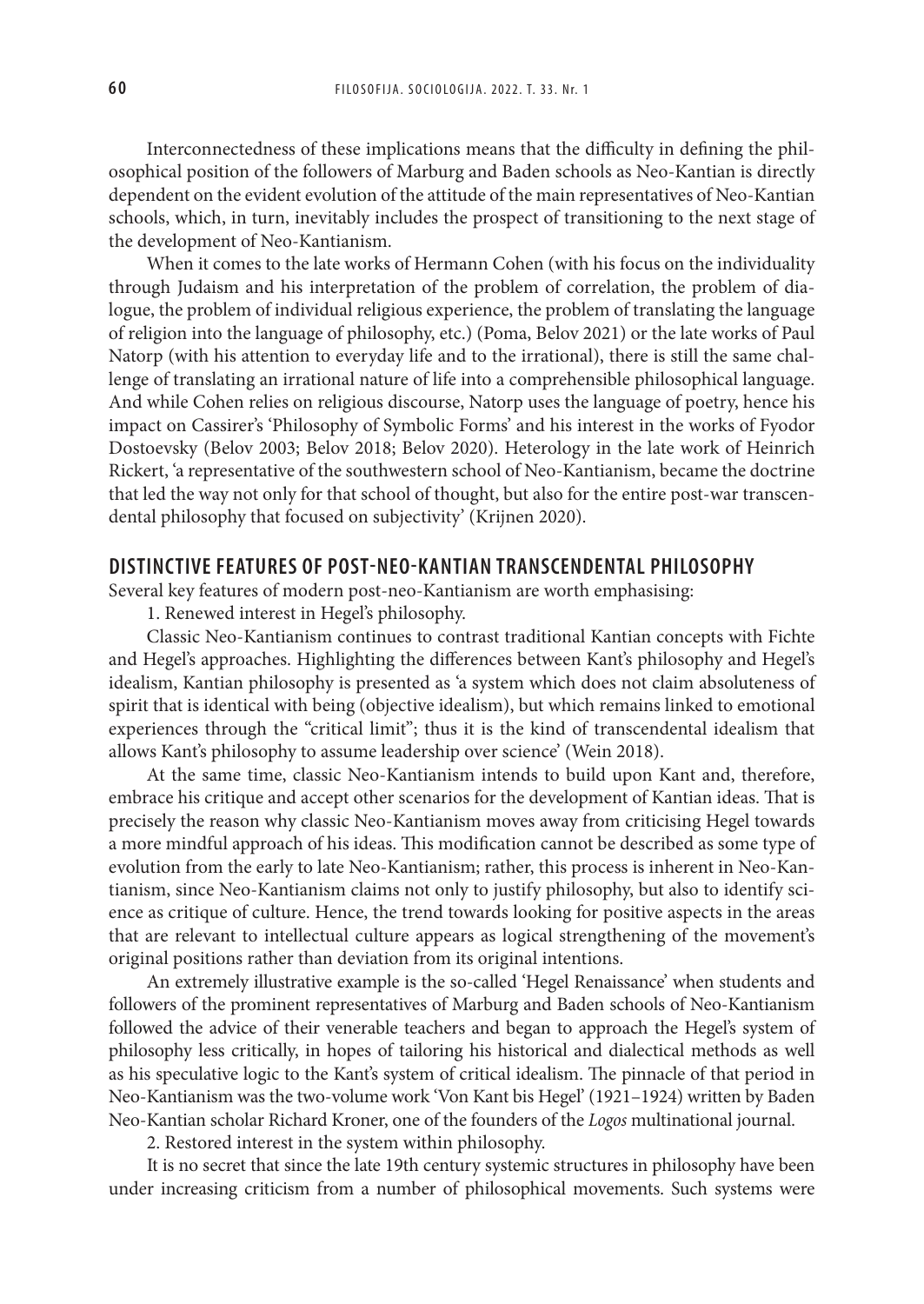Interconnectedness of these implications means that the difficulty in defining the philosophical position of the followers of Marburg and Baden schools as Neo-Kantian is directly dependent on the evident evolution of the attitude of the main representatives of Neo-Kantian schools, which, in turn, inevitably includes the prospect of transitioning to the next stage of the development of Neo-Kantianism.

When it comes to the late works of Hermann Cohen (with his focus on the individuality through Judaism and his interpretation of the problem of correlation, the problem of dialogue, the problem of individual religious experience, the problem of translating the language of religion into the language of philosophy, etc.) (Poma, Belov 2021) or the late works of Paul Natorp (with his attention to everyday life and to the irrational), there is still the same challenge of translating an irrational nature of life into a comprehensible philosophical language. And while Cohen relies on religious discourse, Natorp uses the language of poetry, hence his impact on Cassirer's 'Philosophy of Symbolic Forms' and his interest in the works of Fyodor Dostoevsky (Belov 2003; Belov 2018; Belov 2020). Heterology in the late work of Heinrich Rickert, 'a representative of the southwestern school of Neo-Kantianism, became the doctrine that led the way not only for that school of thought, but also for the entire post-war transcendental philosophy that focused on subjectivity' (Krijnen 2020).

## DISTINCTIVE FEATURES OF POST-NEO-KANTIAN TRANSCENDENTAL PHILOSOPHY

Several key features of modern post-neo-Kantianism are worth emphasising:

1. Renewed interest in Hegel's philosophy.

Classic Neo-Kantianism continues to contrast traditional Kantian concepts with Fichte and Hegel's approaches. Highlighting the differences between Kant's philosophy and Hegel's idealism, Kantian philosophy is presented as 'a system which does not claim absoluteness of spirit that is identical with being (objective idealism), but which remains linked to emotional experiences through the "critical limit"; thus it is the kind of transcendental idealism that allows Kant's philosophy to assume leadership over science' (Wein 2018).

At the same time, classic Neo-Kantianism intends to build upon Kant and, therefore, embrace his critique and accept other scenarios for the development of Kantian ideas. That is precisely the reason why classic Neo-Kantianism moves away from criticising Hegel towards a more mindful approach of his ideas. This modification cannot be described as some type of evolution from the early to late Neo-Kantianism; rather, this process is inherent in Neo-Kantianism, since Neo-Kantianism claims not only to justify philosophy, but also to identify science as critique of culture. Hence, the trend towards looking for positive aspects in the areas that are relevant to intellectual culture appears as logical strengthening of the movement's original positions rather than deviation from its original intentions.

An extremely illustrative example is the so-called 'Hegel Renaissance' when students and followers of the prominent representatives of Marburg and Baden schools of Neo-Kantianism followed the advice of their venerable teachers and began to approach the Hegel's system of philosophy less critically, in hopes of tailoring his historical and dialectical methods as well as his speculative logic to the Kant's system of critical idealism. The pinnacle of that period in Neo-Kantianism was the two-volume work 'Von Kant bis Hegel' (1921–1924) written by Baden Neo-Kantian scholar Richard Kroner, one of the founders of the *Logos* multinational journal.

2. Restored interest in the system within philosophy.

It is no secret that since the late 19th century systemic structures in philosophy have been under increasing criticism from a number of philosophical movements. Such systems were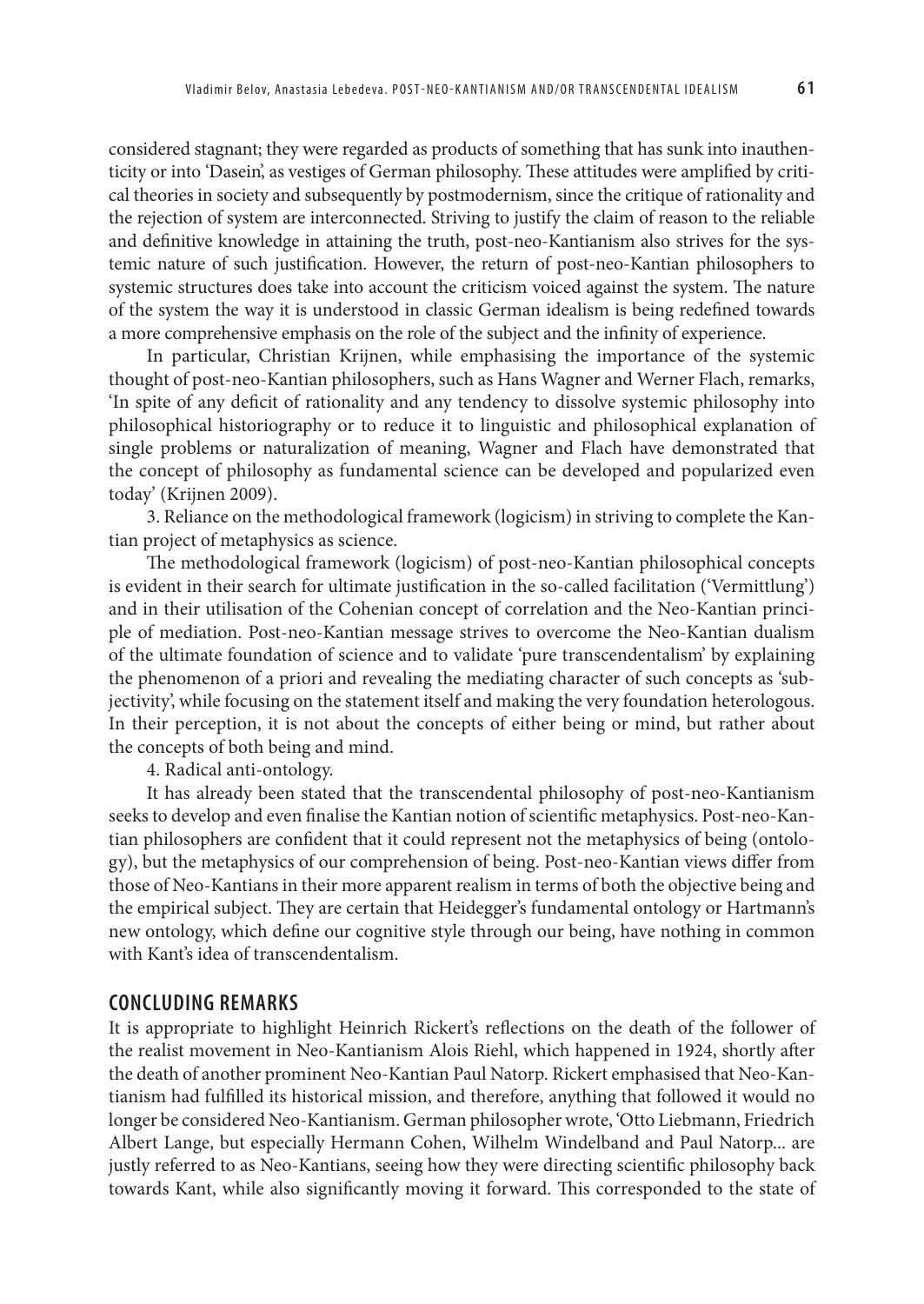considered stagnant; they were regarded as products of something that has sunk into inauthenticity or into 'Dasein', as vestiges of German philosophy. These attitudes were amplified by critical theories in society and subsequently by postmodernism, since the critique of rationality and the rejection of system are interconnected. Striving to justify the claim of reason to the reliable and definitive knowledge in attaining the truth, post-neo-Kantianism also strives for the systemic nature of such justification. However, the return of post-neo-Kantian philosophers to systemic structures does take into account the criticism voiced against the system. The nature of the system the way it is understood in classic German idealism is being redefined towards a more comprehensive emphasis on the role of the subject and the infinity of experience.

In particular, Christian Krijnen, while emphasising the importance of the systemic thought of post-neo-Kantian philosophers, such as Hans Wagner and Werner Flach, remarks, 'In spite of any deficit of rationality and any tendency to dissolve systemic philosophy into philosophical historiography or to reduce it to linguistic and philosophical explanation of single problems or naturalization of meaning, Wagner and Flach have demonstrated that the concept of philosophy as fundamental science can be developed and popularized even today' (Krijnen 2009).

3. Reliance on the methodological framework (logicism) in striving to complete the Kantian project of metaphysics as science.

The methodological framework (logicism) of post-neo-Kantian philosophical concepts is evident in their search for ultimate justification in the so-called facilitation ('Vermittlung') and in their utilisation of the Cohenian concept of correlation and the Neo-Kantian principle of mediation. Post-neo-Kantian message strives to overcome the Neo-Kantian dualism of the ultimate foundation of science and to validate 'pure transcendentalism' by explaining the phenomenon of a priori and revealing the mediating character of such concepts as 'subjectivity', while focusing on the statement itself and making the very foundation heterologous. In their perception, it is not about the concepts of either being or mind, but rather about the concepts of both being and mind.

4. Radical anti-ontology.

It has already been stated that the transcendental philosophy of post-neo-Kantianism seeks to develop and even finalise the Kantian notion of scientific metaphysics. Post-neo-Kantian philosophers are confident that it could represent not the metaphysics of being (ontology), but the metaphysics of our comprehension of being. Post-neo-Kantian views differ from those of Neo-Kantians in their more apparent realism in terms of both the objective being and the empirical subject. They are certain that Heidegger's fundamental ontology or Hartmann's new ontology, which define our cognitive style through our being, have nothing in common with Kant's idea of transcendentalism.

## CONCLUDING REMARKS

It is appropriate to highlight Heinrich Rickert's reflections on the death of the follower of the realist movement in Neo-Kantianism Alois Riehl, which happened in 1924, shortly after the death of another prominent Neo-Kantian Paul Natorp. Rickert emphasised that Neo-Kantianism had fulfilled its historical mission, and therefore, anything that followed it would no longer be considered Neo-Kantianism. German philosopher wrote, 'Otto Liebmann, Friedrich Albert Lange, but especially Hermann Cohen, Wilhelm Windelband and Paul Natorp... are justly referred to as Neo-Kantians, seeing how they were directing scientific philosophy back towards Kant, while also significantly moving it forward. This corresponded to the state of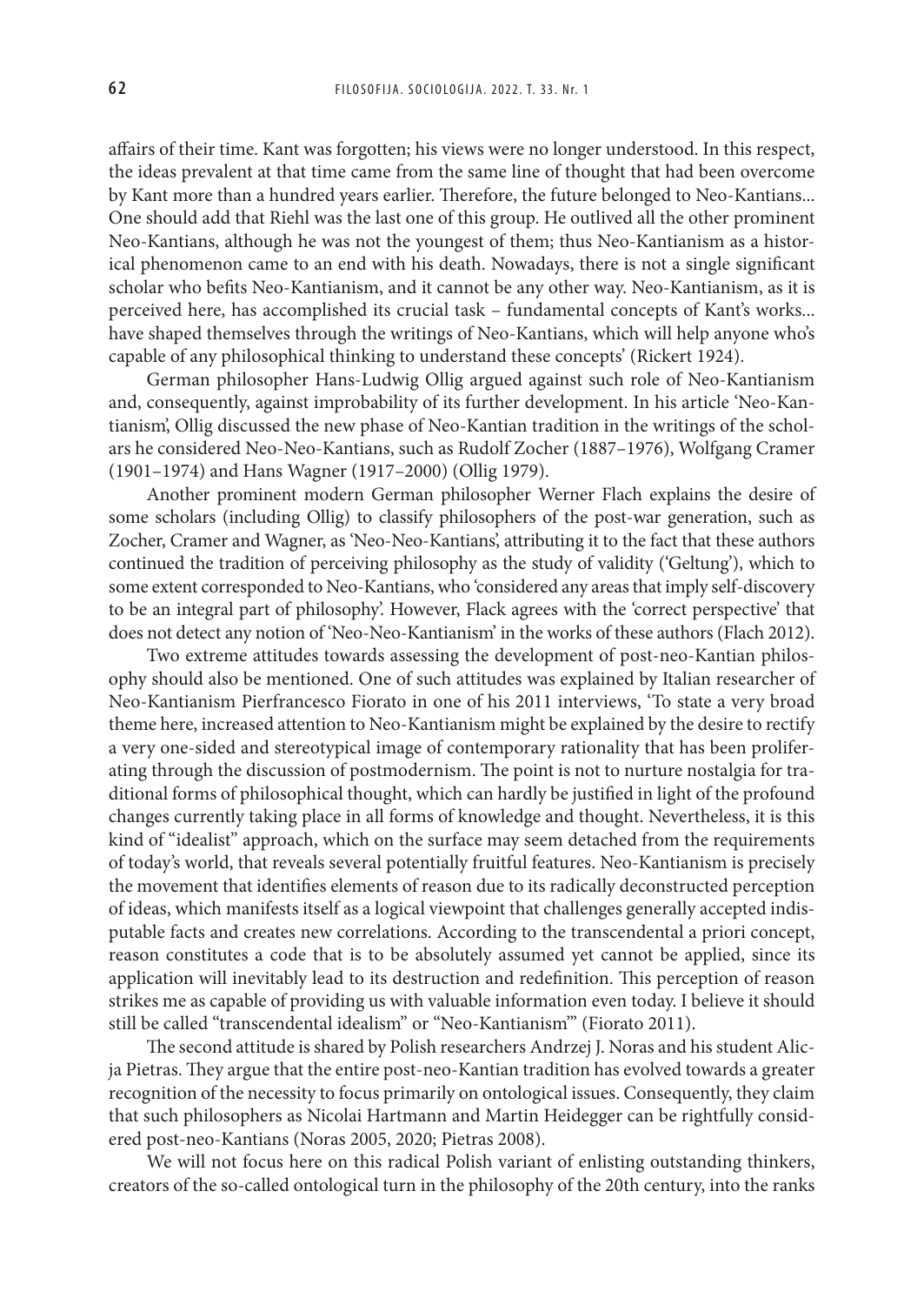affairs of their time. Kant was forgotten; his views were no longer understood. In this respect, the ideas prevalent at that time came from the same line of thought that had been overcome by Kant more than a hundred years earlier. Therefore, the future belonged to Neo-Kantians... One should add that Riehl was the last one of this group. He outlived all the other prominent Neo-Kantians, although he was not the youngest of them; thus Neo-Kantianism as a historical phenomenon came to an end with his death. Nowadays, there is not a single significant scholar who befits Neo-Kantianism, and it cannot be any other way. Neo-Kantianism, as it is perceived here, has accomplished its crucial task – fundamental concepts of Kant's works... have shaped themselves through the writings of Neo-Kantians, which will help anyone who's capable of any philosophical thinking to understand these concepts' (Rickert 1924).

German philosopher Hans-Ludwig Ollig argued against such role of Neo-Kantianism and, consequently, against improbability of its further development. In his article 'Neo-Kantianism', Ollig discussed the new phase of Neo-Kantian tradition in the writings of the scholars he considered Neo-Neo-Kantians, such as Rudolf Zocher (1887–1976), Wolfgang Cramer (1901–1974) and Hans Wagner (1917–2000) (Ollig 1979).

Another prominent modern German philosopher Werner Flach explains the desire of some scholars (including Ollig) to classify philosophers of the post-war generation, such as Zocher, Cramer and Wagner, as 'Neo-Neo-Kantians', attributing it to the fact that these authors continued the tradition of perceiving philosophy as the study of validity ('Geltung'), which to some extent corresponded to Neo-Kantians, who 'considered any areas that imply self-discovery to be an integral part of philosophy'. However, Flack agrees with the 'correct perspective' that does not detect any notion of 'Neo-Neo-Kantianism' in the works of these authors (Flach 2012).

Two extreme attitudes towards assessing the development of post-neo-Kantian philosophy should also be mentioned. One of such attitudes was explained by Italian researcher of Neo-Kantianism Pierfrancesco Fiorato in one of his 2011 interviews, 'To state a very broad theme here, increased attention to Neo-Kantianism might be explained by the desire to rectify a very one-sided and stereotypical image of contemporary rationality that has been proliferating through the discussion of postmodernism. The point is not to nurture nostalgia for traditional forms of philosophical thought, which can hardly be justified in light of the profound changes currently taking place in all forms of knowledge and thought. Nevertheless, it is this kind of "idealist" approach, which on the surface may seem detached from the requirements of today's world, that reveals several potentially fruitful features. Neo-Kantianism is precisely the movement that identifies elements of reason due to its radically deconstructed perception of ideas, which manifests itself as a logical viewpoint that challenges generally accepted indisputable facts and creates new correlations. According to the transcendental a priori concept, reason constitutes a code that is to be absolutely assumed yet cannot be applied, since its application will inevitably lead to its destruction and redefinition. This perception of reason strikes me as capable of providing us with valuable information even today. I believe it should still be called "transcendental idealism" or "Neo-Kantianism"' (Fiorato 2011).

The second attitude is shared by Polish researchers Andrzej J. Noras and his student Alicja Pietras. They argue that the entire post-neo-Kantian tradition has evolved towards a greater recognition of the necessity to focus primarily on ontological issues. Consequently, they claim that such philosophers as Nicolai Hartmann and Martin Heidegger can be rightfully considered post-neo-Kantians (Noras 2005, 2020; Pietras 2008).

We will not focus here on this radical Polish variant of enlisting outstanding thinkers, creators of the so-called ontological turn in the philosophy of the 20th century, into the ranks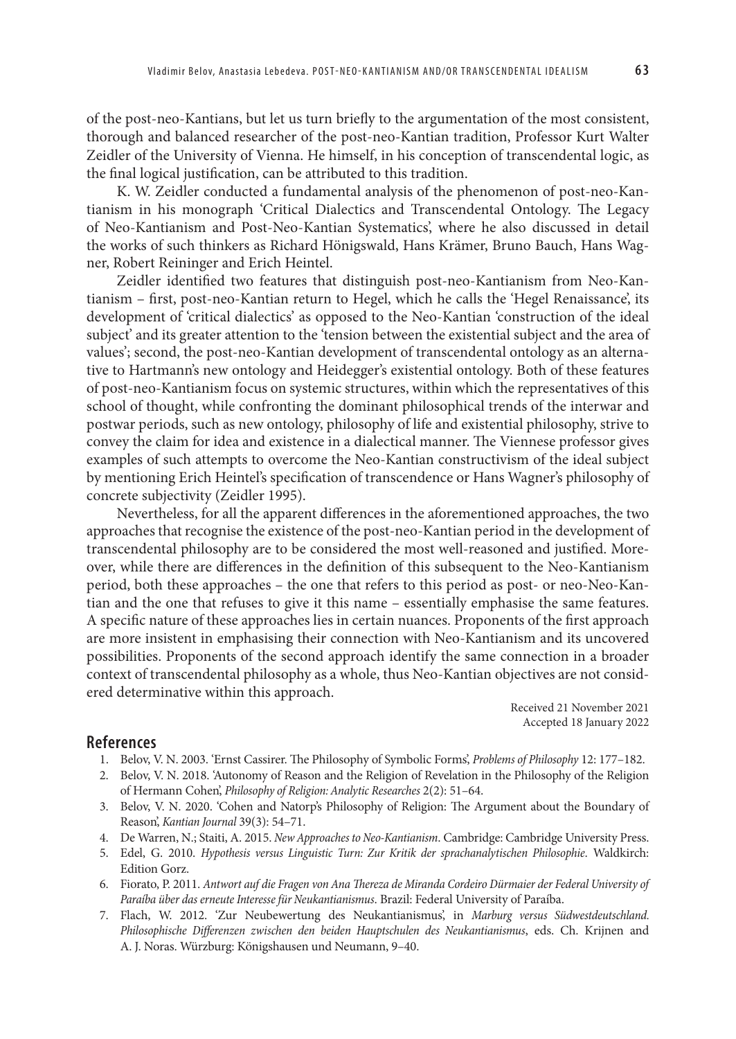of the post-neo-Kantians, but let us turn briefly to the argumentation of the most consistent, thorough and balanced researcher of the post-neo-Kantian tradition, Professor Kurt Walter Zeidler of the University of Vienna. He himself, in his conception of transcendental logic, as the final logical justification, can be attributed to this tradition.

K. W. Zeidler conducted a fundamental analysis of the phenomenon of post-neo-Kantianism in his monograph 'Critical Dialectics and Transcendental Ontology. The Legacy of Neo-Kantianism and Post-Neo-Kantian Systematics', where he also discussed in detail the works of such thinkers as Richard Hönigswald, Hans Krämer, Bruno Bauch, Hans Wagner, Robert Reininger and Erich Heintel.

Zeidler identified two features that distinguish post-neo-Kantianism from Neo-Kantianism – first, post-neo-Kantian return to Hegel, which he calls the 'Hegel Renaissance', its development of 'critical dialectics' as opposed to the Neo-Kantian 'construction of the ideal subject' and its greater attention to the 'tension between the existential subject and the area of values'; second, the post-neo-Kantian development of transcendental ontology as an alternative to Hartmann's new ontology and Heidegger's existential ontology. Both of these features of post-neo-Kantianism focus on systemic structures, within which the representatives of this school of thought, while confronting the dominant philosophical trends of the interwar and postwar periods, such as new ontology, philosophy of life and existential philosophy, strive to convey the claim for idea and existence in a dialectical manner. The Viennese professor gives examples of such attempts to overcome the Neo-Kantian constructivism of the ideal subject by mentioning Erich Heintel's specification of transcendence or Hans Wagner's philosophy of concrete subjectivity (Zeidler 1995).

Nevertheless, for all the apparent differences in the aforementioned approaches, the two approaches that recognise the existence of the post-neo-Kantian period in the development of transcendental philosophy are to be considered the most well-reasoned and justified. Moreover, while there are differences in the definition of this subsequent to the Neo-Kantianism period, both these approaches – the one that refers to this period as post- or neo-Neo-Kantian and the one that refuses to give it this name – essentially emphasise the same features. A specific nature of these approaches lies in certain nuances. Proponents of the first approach are more insistent in emphasising their connection with Neo-Kantianism and its uncovered possibilities. Proponents of the second approach identify the same connection in a broader context of transcendental philosophy as a whole, thus Neo-Kantian objectives are not considered determinative within this approach.

Received 21 November 2021
Accepted 18 January 2022

## References

1. Belov, V. N. 2003. 'Ernst Cassirer. The Philosophy of Symbolic Forms', *Problems of Philosophy* 12: 177–182.
2. Belov, V. N. 2018. 'Autonomy of Reason and the Religion of Revelation in the Philosophy of the Religion of Hermann Cohen', *Philosophy of Religion: Analytic Researches* 2(2): 51–64.
3. Belov, V. N. 2020. 'Cohen and Natorp's Philosophy of Religion: The Argument about the Boundary of Reason', *Kantian Journal* 39(3): 54–71.
4. De Warren, N.; Staiti, A. 2015. *New Approaches to Neo-Kantianism*. Cambridge: Cambridge University Press.
5. Edel, G. 2010. *Hypothesis versus Linguistic Turn: Zur Kritik der sprachanalytischen Philosophie*. Waldkirch: Edition Gorz.
6. Fiorato, P. 2011. *Antwort auf die Fragen von Ana Thereza de Miranda Cordeiro Dürmaier der Federal University of Paraíba über das erneute Interesse für Neukantianismus*. Brazil: Federal University of Paraíba.
7. Flach, W. 2012. 'Zur Neubewertung des Neukantianismus', in *Marburg versus Südwestdeutschland. Philosophische Differenzen zwischen den beiden Hauptschulen des Neukantianismus*, eds. Ch. Krijnen and A. J. Noras. Würzburg: Königshausen und Neumann, 9–40.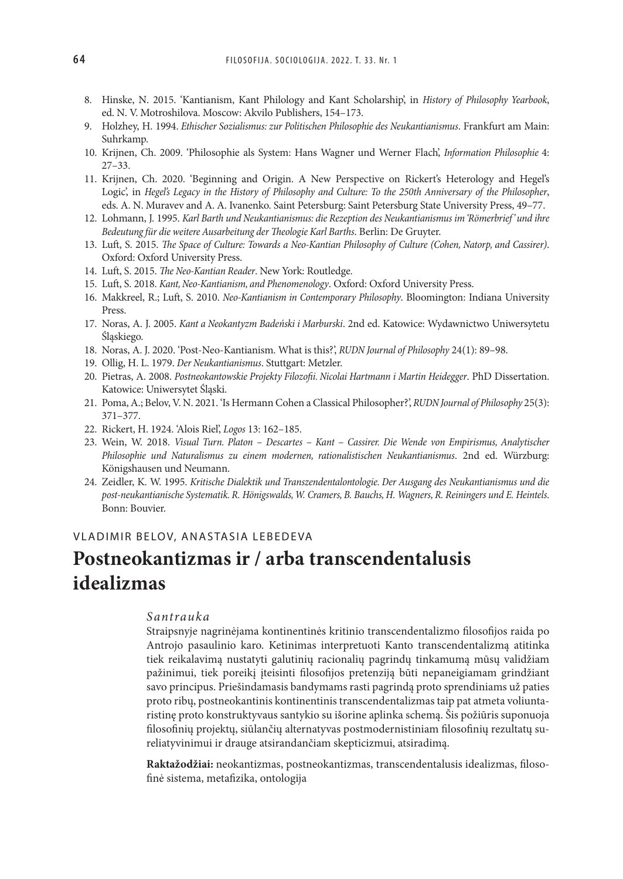8. Hinske, N. 2015. 'Kantianism, Kant Philology and Kant Scholarship', in *History of Philosophy Yearbook*, ed. N. V. Motroshilova. Moscow: Akvilo Publishers, 154–173.
9. Holzhey, H. 1994. *Ethischer Sozialismus: zur Politischen Philosophie des Neukantianismus*. Frankfurt am Main: Suhrkamp.
10. Krijnen, Ch. 2009. 'Philosophie als System: Hans Wagner und Werner Flach', *Information Philosophie* 4: 27–33.
11. Krijnen, Ch. 2020. 'Beginning and Origin. A New Perspective on Rickert's Heterology and Hegel's Logic', in *Hegel's Legacy in the History of Philosophy and Culture: To the 250th Anniversary of the Philosopher*, eds. A. N. Muravev and A. A. Ivanenko. Saint Petersburg: Saint Petersburg State University Press, 49–77.
12. Lohmann, J. 1995. *Karl Barth und Neukantianismus: die Rezeption des Neukantianismus im 'Römerbrief' und ihre Bedeutung für die weitere Ausarbeitung der Theologie Karl Barths*. Berlin: De Gruyter.
13. Luft, S. 2015. *The Space of Culture: Towards a Neo-Kantian Philosophy of Culture (Cohen, Natorp, and Cassirer)*. Oxford: Oxford University Press.
14. Luft, S. 2015. *The Neo-Kantian Reader*. New York: Routledge.
15. Luft, S. 2018. *Kant, Neo-Kantianism, and Phenomenology*. Oxford: Oxford University Press.
16. Makkreel, R.; Luft, S. 2010. *Neo-Kantianism in Contemporary Philosophy*. Bloomington: Indiana University Press.
17. Noras, A. J. 2005. *Kant a Neokantyzm Badeński i Marburski*. 2nd ed. Katowice: Wydawnictwo Uniwersytetu Śląskiego.
18. Noras, A. J. 2020. 'Post-Neo-Kantianism. What is this?', *RUDN Journal of Philosophy* 24(1): 89–98.
19. Ollig, H. L. 1979. *Der Neukantianismus*. Stuttgart: Metzler.
20. Pietras, A. 2008. *Postneokantowskie Projekty Filozofii. Nicolai Hartmann i Martin Heidegger*. PhD Dissertation. Katowice: Uniwersytet Śląski.
21. Poma, A.; Belov, V. N. 2021. 'Is Hermann Cohen a Classical Philosopher?', *RUDN Journal of Philosophy* 25(3): 371–377.
22. Rickert, H. 1924. 'Alois Riel', *Logos* 13: 162–185.
23. Wein, W. 2018. *Visual Turn. Platon – Descartes – Kant – Cassirer. Die Wende von Empirismus, Analytischer Philosophie und Naturalismus zu einem modernen, rationalistischen Neukantianismus*. 2nd ed. Würzburg: Königshausen und Neumann.
24. Zeidler, K. W. 1995. *Kritische Dialektik und Transzendentalontologie. Der Ausgang des Neukantianismus und die post-neukantianische Systematik. R. Hönigswalds, W. Cramers, B. Bauchs, H. Wagners, R. Reiningers und E. Heintels*. Bonn: Bouvier.

VLADIMIR BELOV, ANASTASIA LEBEDEVA

# Postneokantizmas ir / arba transcendentalusis idealizmas

*Santrauka*

Straipsnyje nagrinėjama kontinentinės kritinio transcendentalizmo filosofijos raida po Antrojo pasaulinio karo. Ketinimas interpretuoti Kanto transcendentalizmą atitinka tiek reikalavimą nustatyti galutinių racionalių pagrindų tinkamumą mūsų validžiam pažinimui, tiek poreikį įteisinti filosofijos pretenziją būti nepaneigiamam grindžiant savo principus. Priešindamasis bandymams rasti pagrindą proto sprendiniams už paties proto ribų, postneokantinis kontinentinis transcendentalizmas taip pat atmeta voliuntaristinę proto konstruktyvaus santykio su išorine aplinka schemą. Šis požiūris suponuoja filosofinių projektų, siūlančių alternatyvas postmodernistiniam filosofinių rezultatų sureliatyvinimui ir drauge atsirandančiam skepticizmui, atsiradimą.

**Raktažodžiai:** neokantizmas, postneokantizmas, transcendentalusis idealizmas, filosofinė sistema, metafizika, ontologija